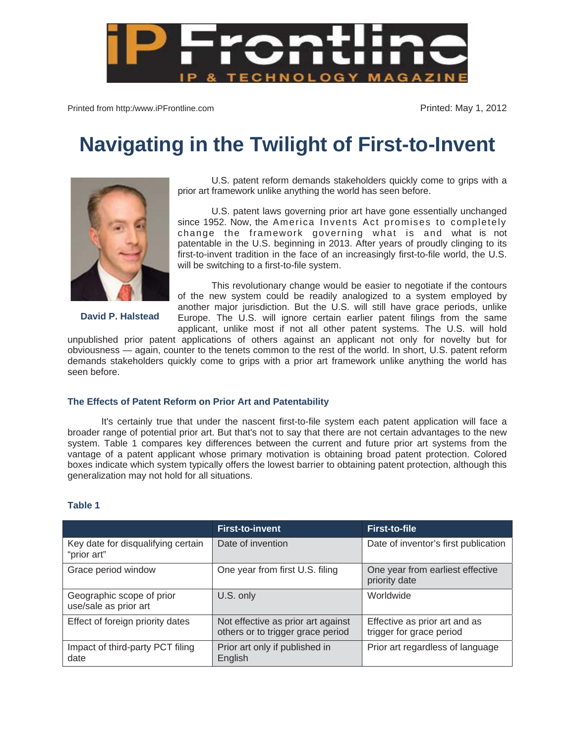Printed from http:/www.iPFrontline.com

Printed: May 1, 2012

# Navigating in the Twilight of First-to-Invent

**David P. Halstead**

U.S. patent reform demands stakeholders quickly come to grips with a prior art framework unlike anything the world has seen before.

U.S. patent laws governing prior art have gone essentially unchanged since 1952. Now, the America Invents Act promises to completely change the framework governing what is and what is not patentable in the U.S. beginning in 2013. After years of proudly clinging to its first-to-invent tradition in the face of an increasingly first-to-file world, the U.S. will be switching to a first-to-file system.

This revolutionary change would be easier to negotiate if the contours of the new system could be readily analogized to a system employed by another major jurisdiction. But the U.S. will still have grace periods, unlike Europe. The U.S. will ignore certain earlier patent filings from the same applicant, unlike most if not all other patent systems. The U.S. will hold unpublished prior patent applications of others against an applicant not only for novelty but for obviousness — again, counter to the tenets common to the rest of the world. In short, U.S. patent reform demands stakeholders quickly come to grips with a prior art framework unlike anything the world has seen before.

### The Effects of Patent Reform on Prior Art and Patentability

It's certainly true that under the nascent first-to-file system each patent application will face a broader range of potential prior art. But that's not to say that there are not certain advantages to the new system. Table 1 compares key differences between the current and future prior art systems from the vantage of a patent applicant whose primary motivation is obtaining broad patent protection. Colored boxes indicate which system typically offers the lowest barrier to obtaining patent protection, although this generalization may not hold for all situations.

**Table 1**

| | First-to-invent | First-to-file |
|---|---|---|
| Key date for disqualifying certain "prior art" | Date of invention | Date of inventor's first publication |
| Grace period window | One year from first U.S. filing | One year from earliest effective priority date |
| Geographic scope of prior use/sale as prior art | U.S. only | Worldwide |
| Effect of foreign priority dates | Not effective as prior art against others or to trigger grace period | Effective as prior art and as trigger for grace period |
| Impact of third-party PCT filing date | Prior art only if published in English | Prior art regardless of language |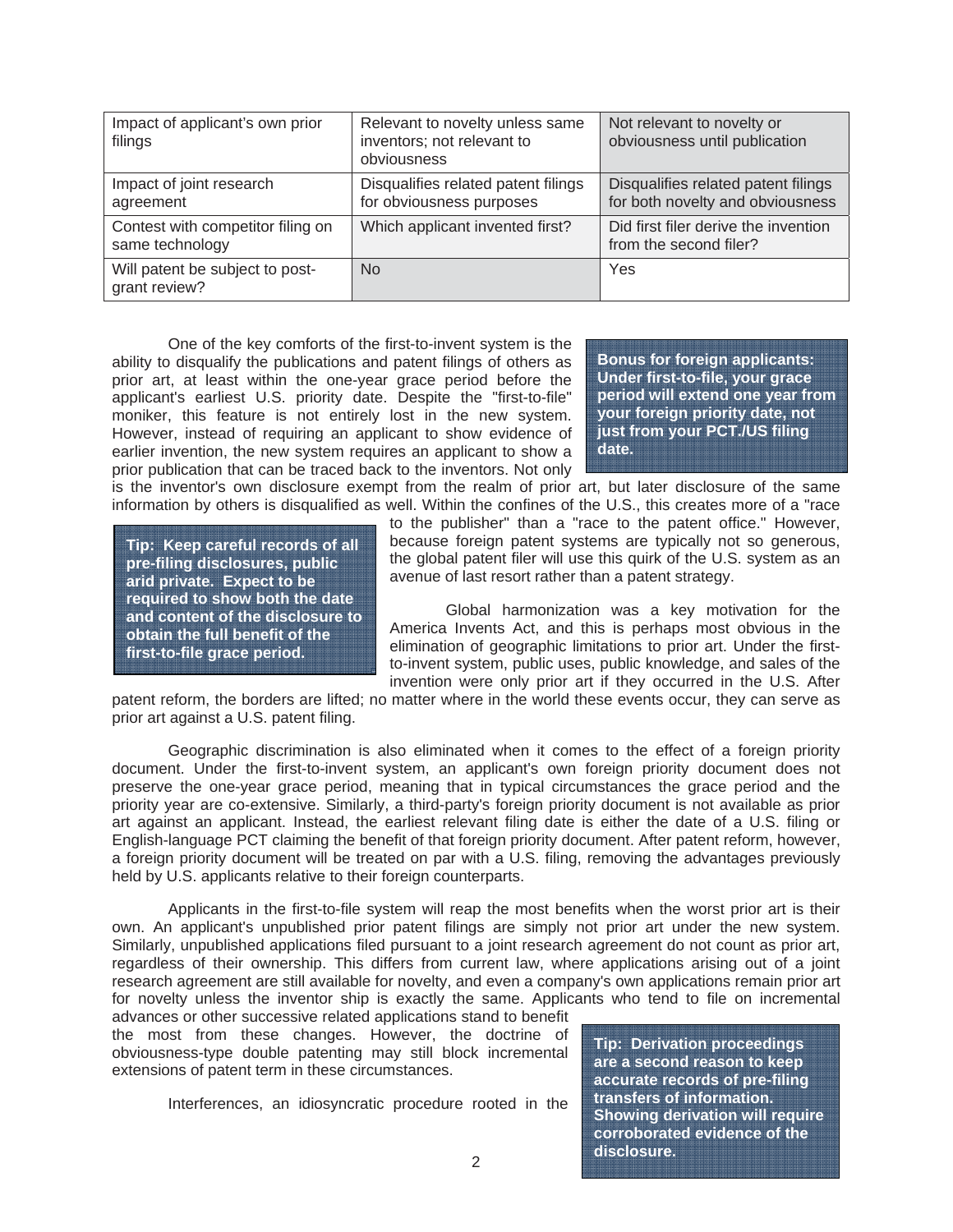| Impact of applicant's own prior filings | Relevant to novelty unless same inventors; not relevant to obviousness | Not relevant to novelty or obviousness until publication |
|---|---|---|
| Impact of joint research agreement | Disqualifies related patent filings for obviousness purposes | Disqualifies related patent filings for both novelty and obviousness |
| Contest with competitor filing on same technology | Which applicant invented first? | Did first filer derive the invention from the second filer? |
| Will patent be subject to post-grant review? | No | Yes |

One of the key comforts of the first-to-invent system is the ability to disqualify the publications and patent filings of others as prior art, at least within the one-year grace period before the applicant's earliest U.S. priority date. Despite the "first-to-file" moniker, this feature is not entirely lost in the new system. However, instead of requiring an applicant to show evidence of earlier invention, the new system requires an applicant to show a prior publication that can be traced back to the inventors. Not only is the inventor's own disclosure exempt from the realm of prior art, but later disclosure of the same information by others is disqualified as well. Within the confines of the U.S., this creates more of a "race to the publisher" than a "race to the patent office." However, because foreign patent systems are typically not so generous, the global patent filer will use this quirk of the U.S. system as an avenue of last resort rather than a patent strategy.

> **Bonus for foreign applicants: Under first-to-file, your grace period will extend one year from your foreign priority date, not just from your PCT./US filing date.**

> **Tip: Keep careful records of all pre-filing disclosures, public arid private. Expect to be required to show both the date and content of the disclosure to obtain the full benefit of the first-to-file grace period.**

Global harmonization was a key motivation for the America Invents Act, and this is perhaps most obvious in the elimination of geographic limitations to prior art. Under the first-to-invent system, public uses, public knowledge, and sales of the invention were only prior art if they occurred in the U.S. After patent reform, the borders are lifted; no matter where in the world these events occur, they can serve as prior art against a U.S. patent filing.

Geographic discrimination is also eliminated when it comes to the effect of a foreign priority document. Under the first-to-invent system, an applicant's own foreign priority document does not preserve the one-year grace period, meaning that in typical circumstances the grace period and the priority year are co-extensive. Similarly, a third-party's foreign priority document is not available as prior art against an applicant. Instead, the earliest relevant filing date is either the date of a U.S. filing or English-language PCT claiming the benefit of that foreign priority document. After patent reform, however, a foreign priority document will be treated on par with a U.S. filing, removing the advantages previously held by U.S. applicants relative to their foreign counterparts.

Applicants in the first-to-file system will reap the most benefits when the worst prior art is their own. An applicant's unpublished prior patent filings are simply not prior art under the new system. Similarly, unpublished applications filed pursuant to a joint research agreement do not count as prior art, regardless of their ownership. This differs from current law, where applications arising out of a joint research agreement are still available for novelty, and even a company's own applications remain prior art for novelty unless the inventor ship is exactly the same. Applicants who tend to file on incremental advances or other successive related applications stand to benefit the most from these changes. However, the doctrine of obviousness-type double patenting may still block incremental extensions of patent term in these circumstances.

> **Tip: Derivation proceedings are a second reason to keep accurate records of pre-filing transfers of information. Showing derivation will require corroborated evidence of the disclosure.**

Interferences, an idiosyncratic procedure rooted in the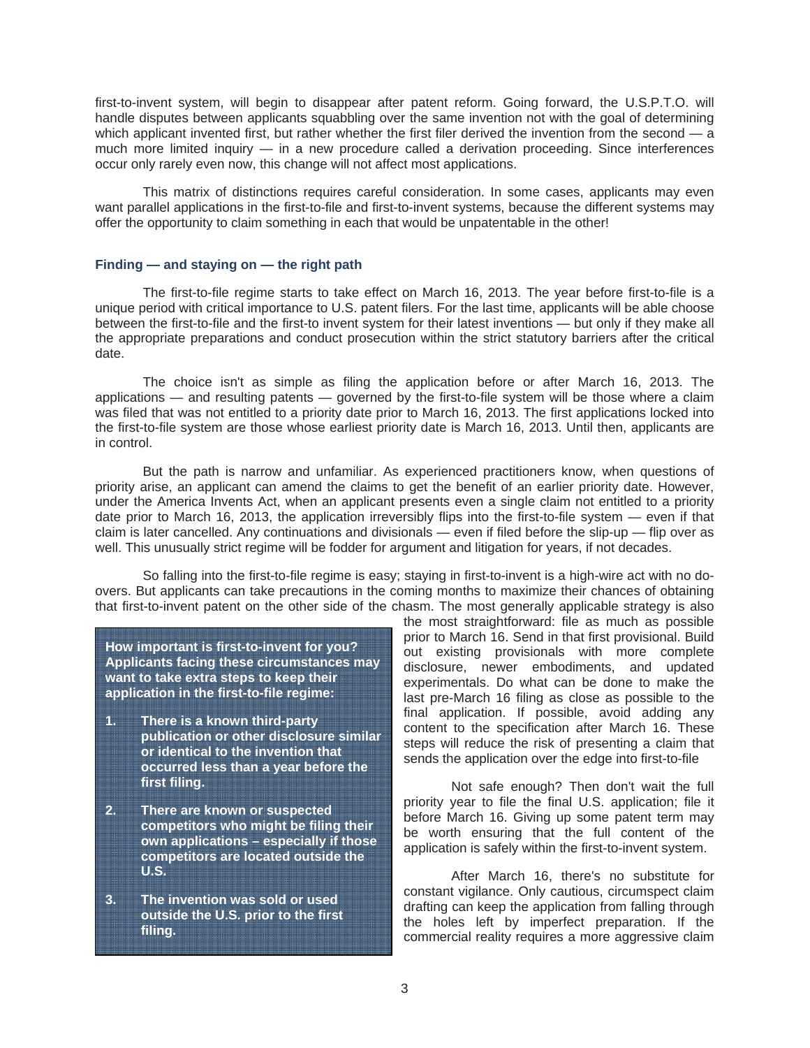first-to-invent system, will begin to disappear after patent reform. Going forward, the U.S.P.T.O. will handle disputes between applicants squabbling over the same invention not with the goal of determining which applicant invented first, but rather whether the first filer derived the invention from the second — a much more limited inquiry — in a new procedure called a derivation proceeding. Since interferences occur only rarely even now, this change will not affect most applications.

This matrix of distinctions requires careful consideration. In some cases, applicants may even want parallel applications in the first-to-file and first-to-invent systems, because the different systems may offer the opportunity to claim something in each that would be unpatentable in the other!

### Finding — and staying on — the right path

The first-to-file regime starts to take effect on March 16, 2013. The year before first-to-file is a unique period with critical importance to U.S. patent filers. For the last time, applicants will be able choose between the first-to-file and the first-to invent system for their latest inventions — but only if they make all the appropriate preparations and conduct prosecution within the strict statutory barriers after the critical date.

The choice isn't as simple as filing the application before or after March 16, 2013. The applications — and resulting patents — governed by the first-to-file system will be those where a claim was filed that was not entitled to a priority date prior to March 16, 2013. The first applications locked into the first-to-file system are those whose earliest priority date is March 16, 2013. Until then, applicants are in control.

But the path is narrow and unfamiliar. As experienced practitioners know, when questions of priority arise, an applicant can amend the claims to get the benefit of an earlier priority date. However, under the America Invents Act, when an applicant presents even a single claim not entitled to a priority date prior to March 16, 2013, the application irreversibly flips into the first-to-file system — even if that claim is later cancelled. Any continuations and divisionals — even if filed before the slip-up — flip over as well. This unusually strict regime will be fodder for argument and litigation for years, if not decades.

So falling into the first-to-file regime is easy; staying in first-to-invent is a high-wire act with no do-overs. But applicants can take precautions in the coming months to maximize their chances of obtaining that first-to-invent patent on the other side of the chasm. The most generally applicable strategy is also the most straightforward: file as much as possible prior to March 16. Send in that first provisional. Build out existing provisionals with more complete disclosure, newer embodiments, and updated experimentals. Do what can be done to make the last pre-March 16 filing as close as possible to the final application. If possible, avoid adding any content to the specification after March 16. These steps will reduce the risk of presenting a claim that sends the application over the edge into first-to-file

Not safe enough? Then don't wait the full priority year to file the final U.S. application; file it before March 16. Giving up some patent term may be worth ensuring that the full content of the application is safely within the first-to-invent system.

After March 16, there's no substitute for constant vigilance. Only cautious, circumspect claim drafting can keep the application from falling through the holes left by imperfect preparation. If the commercial reality requires a more aggressive claim

**How important is first-to-invent for you? Applicants facing these circumstances may want to take extra steps to keep their application in the first-to-file regime:**

1. **There is a known third-party publication or other disclosure similar or identical to the invention that occurred less than a year before the first filing.**
2. **There are known or suspected competitors who might be filing their own applications – especially if those competitors are located outside the U.S.**
3. **The invention was sold or used outside the U.S. prior to the first filing.**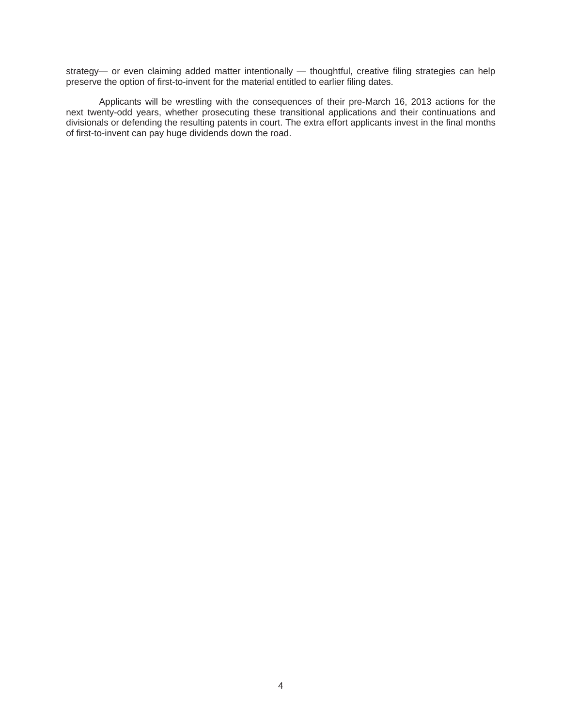strategy— or even claiming added matter intentionally — thoughtful, creative filing strategies can help preserve the option of first-to-invent for the material entitled to earlier filing dates.

Applicants will be wrestling with the consequences of their pre-March 16, 2013 actions for the next twenty-odd years, whether prosecuting these transitional applications and their continuations and divisionals or defending the resulting patents in court. The extra effort applicants invest in the final months of first-to-invent can pay huge dividends down the road.